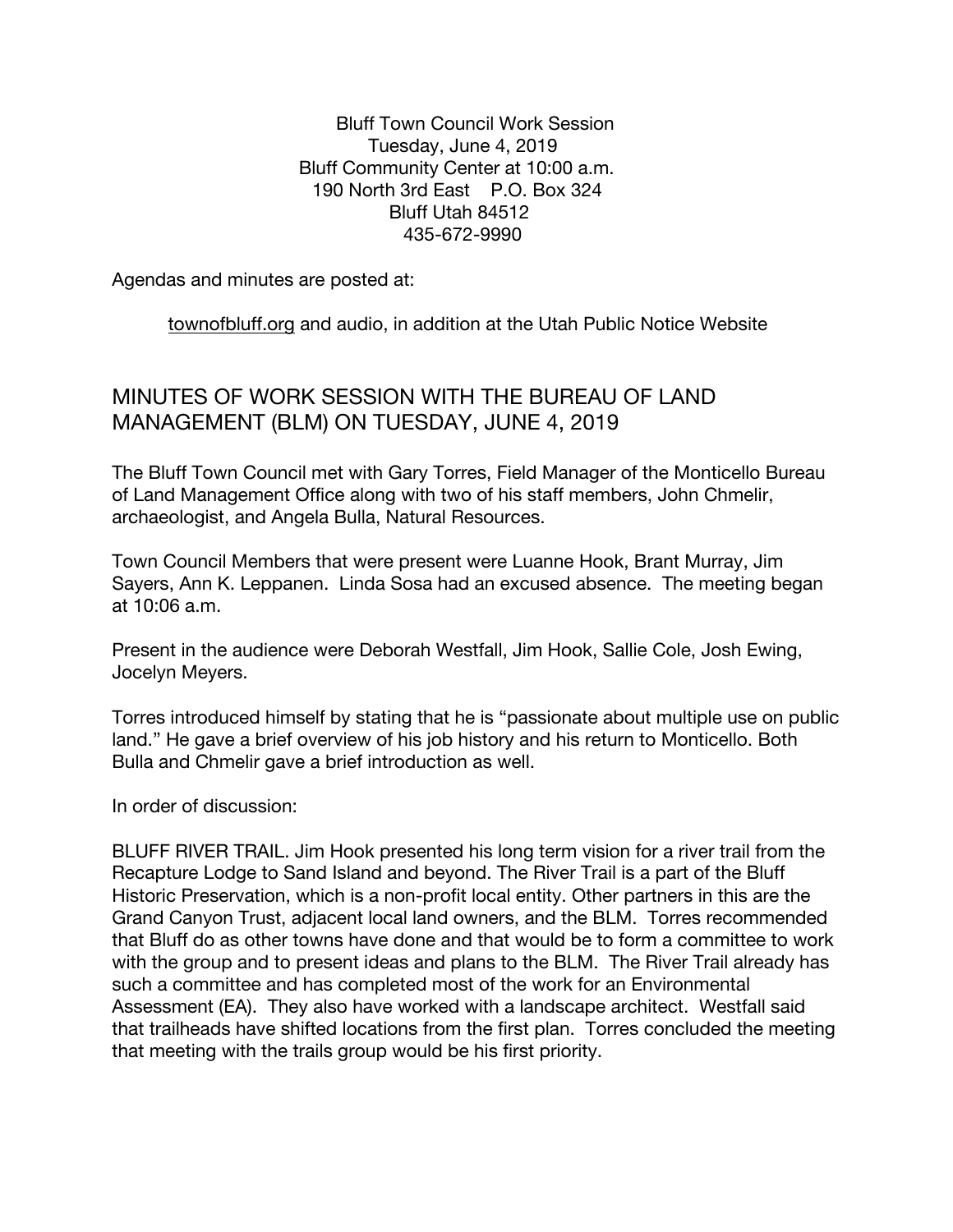Bluff Town Council Work Session
Tuesday, June 4, 2019
Bluff Community Center at 10:00 a.m.
190 North 3rd East P.O. Box 324
Bluff Utah 84512
435-672-9990

Agendas and minutes are posted at:

townofbluff.org and audio, in addition at the Utah Public Notice Website

## MINUTES OF WORK SESSION WITH THE BUREAU OF LAND MANAGEMENT (BLM) ON TUESDAY, JUNE 4, 2019

The Bluff Town Council met with Gary Torres, Field Manager of the Monticello Bureau of Land Management Office along with two of his staff members, John Chmelir, archaeologist, and Angela Bulla, Natural Resources.

Town Council Members that were present were Luanne Hook, Brant Murray, Jim Sayers, Ann K. Leppanen. Linda Sosa had an excused absence. The meeting began at 10:06 a.m.

Present in the audience were Deborah Westfall, Jim Hook, Sallie Cole, Josh Ewing, Jocelyn Meyers.

Torres introduced himself by stating that he is "passionate about multiple use on public land." He gave a brief overview of his job history and his return to Monticello. Both Bulla and Chmelir gave a brief introduction as well.

In order of discussion:

BLUFF RIVER TRAIL. Jim Hook presented his long term vision for a river trail from the Recapture Lodge to Sand Island and beyond. The River Trail is a part of the Bluff Historic Preservation, which is a non-profit local entity. Other partners in this are the Grand Canyon Trust, adjacent local land owners, and the BLM. Torres recommended that Bluff do as other towns have done and that would be to form a committee to work with the group and to present ideas and plans to the BLM. The River Trail already has such a committee and has completed most of the work for an Environmental Assessment (EA). They also have worked with a landscape architect. Westfall said that trailheads have shifted locations from the first plan. Torres concluded the meeting that meeting with the trails group would be his first priority.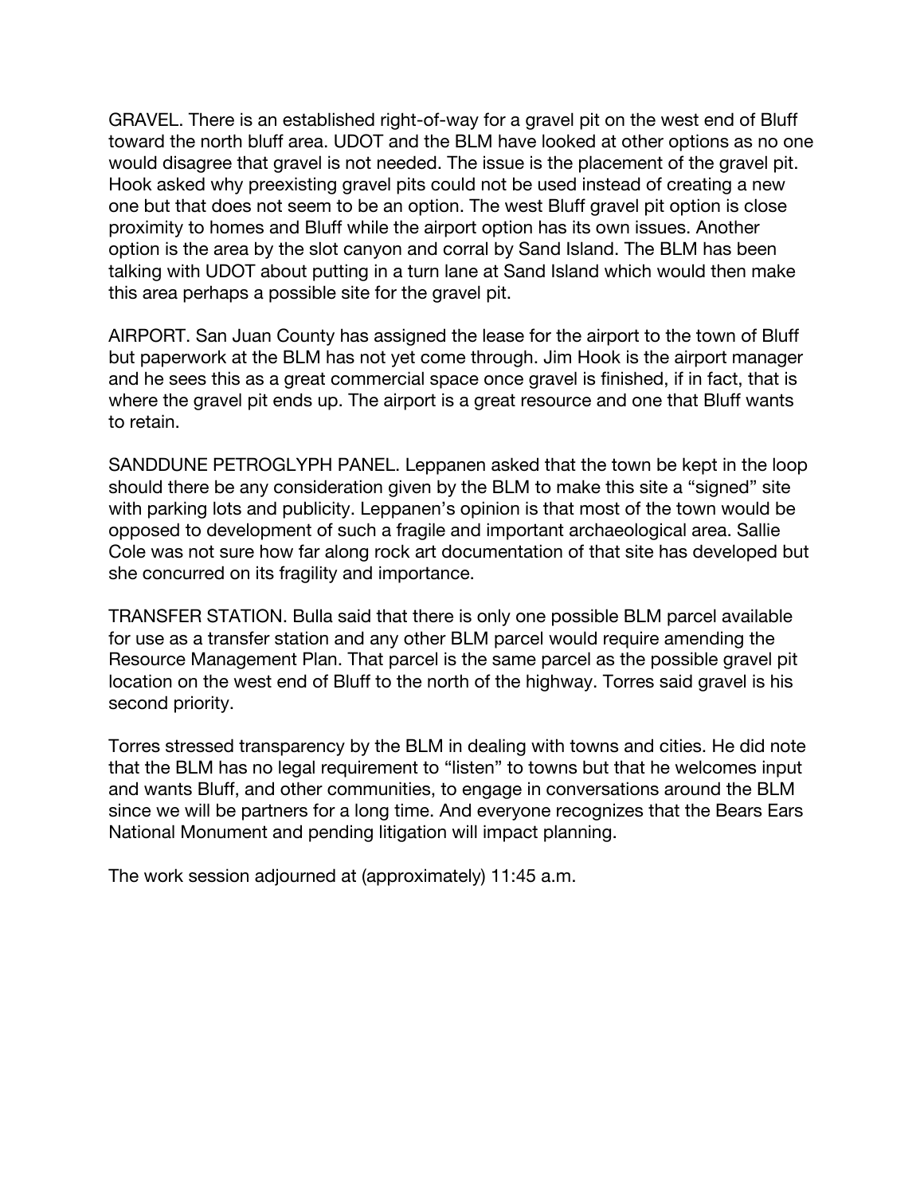GRAVEL. There is an established right-of-way for a gravel pit on the west end of Bluff toward the north bluff area. UDOT and the BLM have looked at other options as no one would disagree that gravel is not needed. The issue is the placement of the gravel pit. Hook asked why preexisting gravel pits could not be used instead of creating a new one but that does not seem to be an option. The west Bluff gravel pit option is close proximity to homes and Bluff while the airport option has its own issues. Another option is the area by the slot canyon and corral by Sand Island. The BLM has been talking with UDOT about putting in a turn lane at Sand Island which would then make this area perhaps a possible site for the gravel pit.

AIRPORT. San Juan County has assigned the lease for the airport to the town of Bluff but paperwork at the BLM has not yet come through. Jim Hook is the airport manager and he sees this as a great commercial space once gravel is finished, if in fact, that is where the gravel pit ends up. The airport is a great resource and one that Bluff wants to retain.

SANDDUNE PETROGLYPH PANEL. Leppanen asked that the town be kept in the loop should there be any consideration given by the BLM to make this site a "signed" site with parking lots and publicity. Leppanen's opinion is that most of the town would be opposed to development of such a fragile and important archaeological area. Sallie Cole was not sure how far along rock art documentation of that site has developed but she concurred on its fragility and importance.

TRANSFER STATION. Bulla said that there is only one possible BLM parcel available for use as a transfer station and any other BLM parcel would require amending the Resource Management Plan. That parcel is the same parcel as the possible gravel pit location on the west end of Bluff to the north of the highway. Torres said gravel is his second priority.

Torres stressed transparency by the BLM in dealing with towns and cities. He did note that the BLM has no legal requirement to "listen" to towns but that he welcomes input and wants Bluff, and other communities, to engage in conversations around the BLM since we will be partners for a long time. And everyone recognizes that the Bears Ears National Monument and pending litigation will impact planning.

The work session adjourned at (approximately) 11:45 a.m.